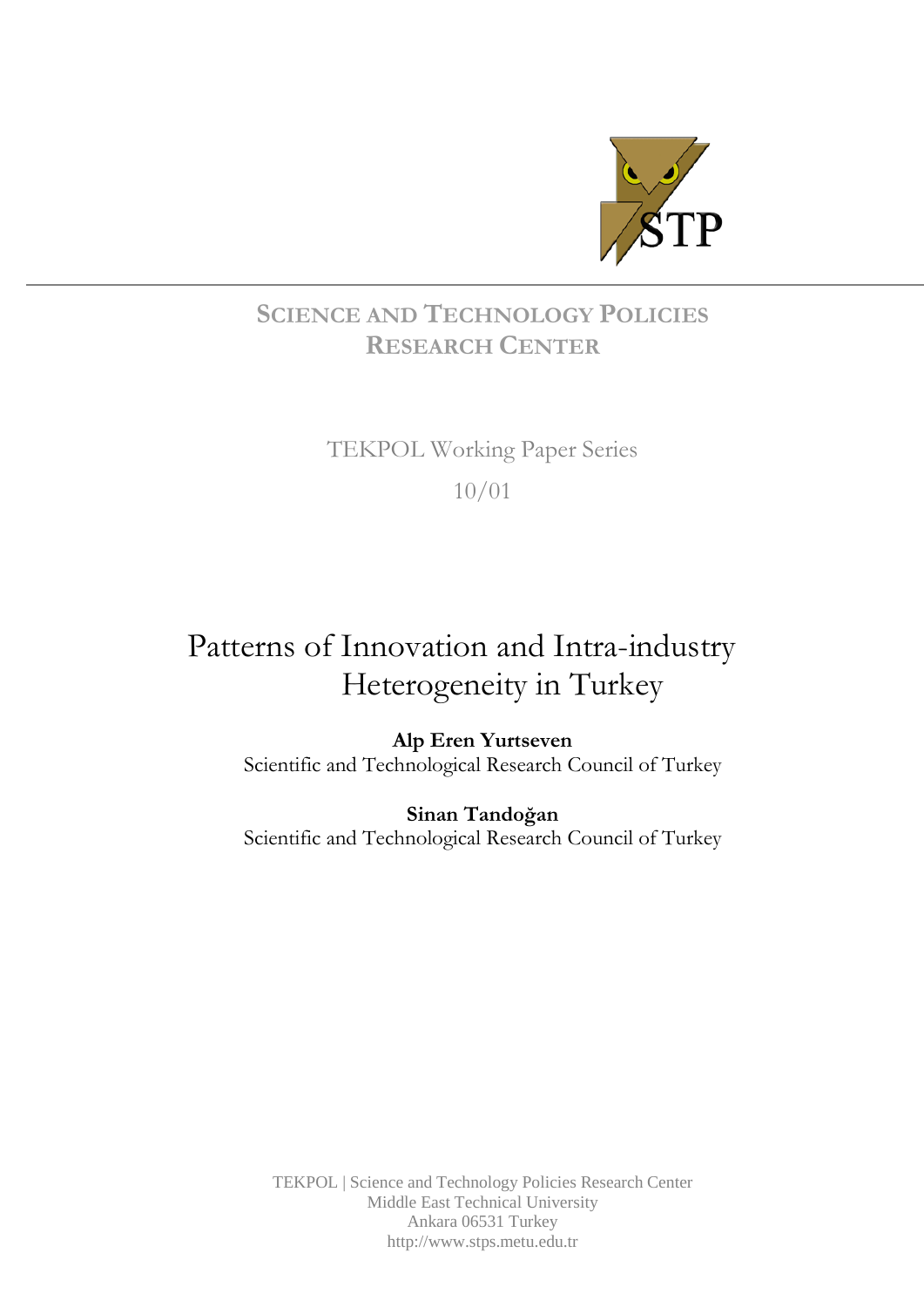SCIENCE AND TECHNOLOGY POLICIES RESEARCH CENTER

TEKPOL Working Paper Series

10/01

# Patterns of Innovation and Intra-industry Heterogeneity in Turkey

**Alp Eren Yurtseven**
Scientific and Technological Research Council of Turkey

**Sinan Tandoğan**
Scientific and Technological Research Council of Turkey

TEKPOL | Science and Technology Policies Research Center
Middle East Technical University
Ankara 06531 Turkey
http://www.stps.metu.edu.tr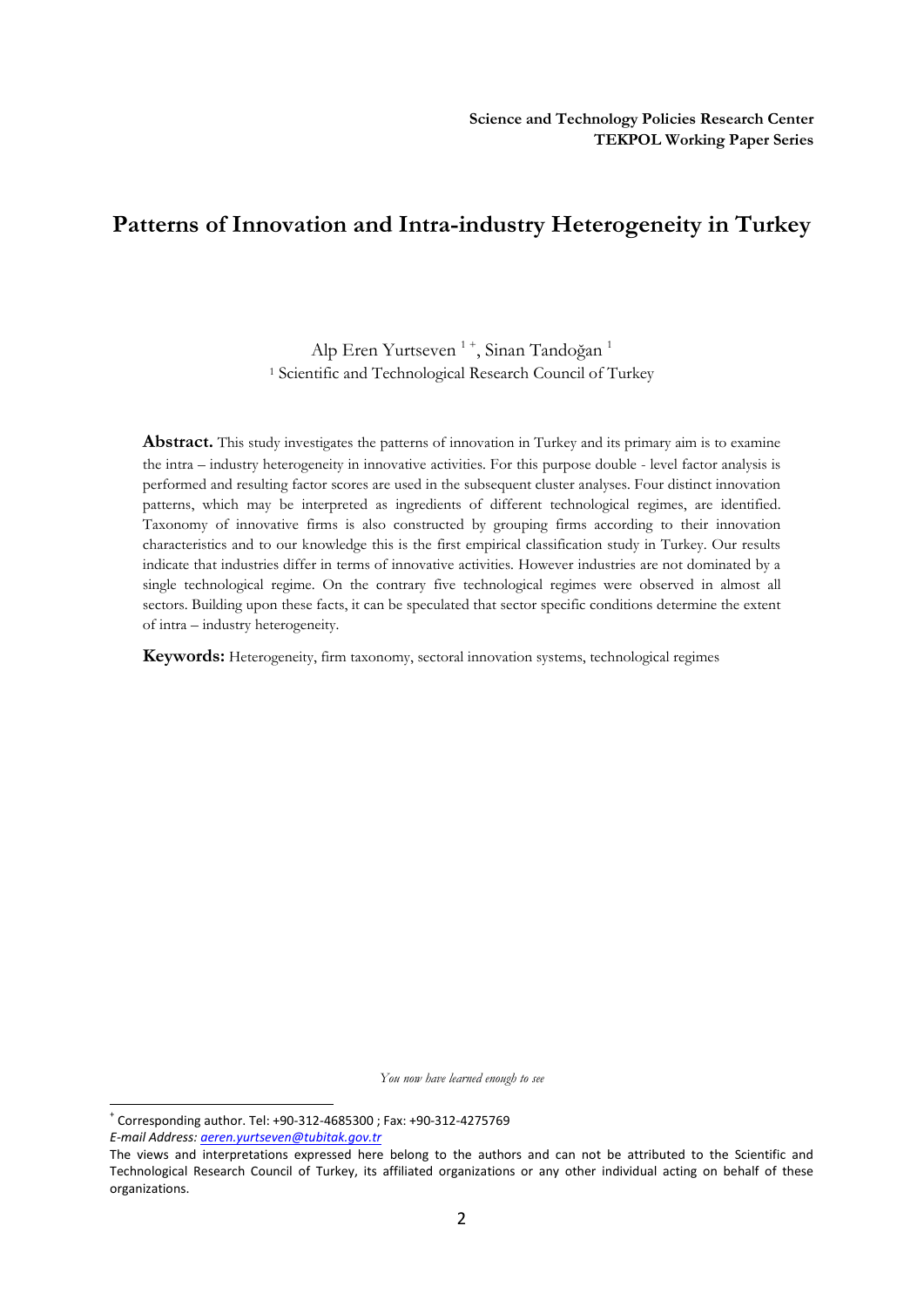**Science and Technology Policies Research Center**
**TEKPOL Working Paper Series**

# Patterns of Innovation and Intra-industry Heterogeneity in Turkey

Alp Eren Yurtseven [1 +], Sinan Tandoğan [1]

[1] Scientific and Technological Research Council of Turkey

**Abstract.** This study investigates the patterns of innovation in Turkey and its primary aim is to examine the intra – industry heterogeneity in innovative activities. For this purpose double - level factor analysis is performed and resulting factor scores are used in the subsequent cluster analyses. Four distinct innovation patterns, which may be interpreted as ingredients of different technological regimes, are identified. Taxonomy of innovative firms is also constructed by grouping firms according to their innovation characteristics and to our knowledge this is the first empirical classification study in Turkey. Our results indicate that industries differ in terms of innovative activities. However industries are not dominated by a single technological regime. On the contrary five technological regimes were observed in almost all sectors. Building upon these facts, it can be speculated that sector specific conditions determine the extent of intra – industry heterogeneity.

**Keywords:** Heterogeneity, firm taxonomy, sectoral innovation systems, technological regimes

*You now have learned enough to see*

[+] Corresponding author. Tel: +90-312-4685300 ; Fax: +90-312-4275769
*E-mail Address: aeren.yurtseven@tubitak.gov.tr*

The views and interpretations expressed here belong to the authors and can not be attributed to the Scientific and Technological Research Council of Turkey, its affiliated organizations or any other individual acting on behalf of these organizations.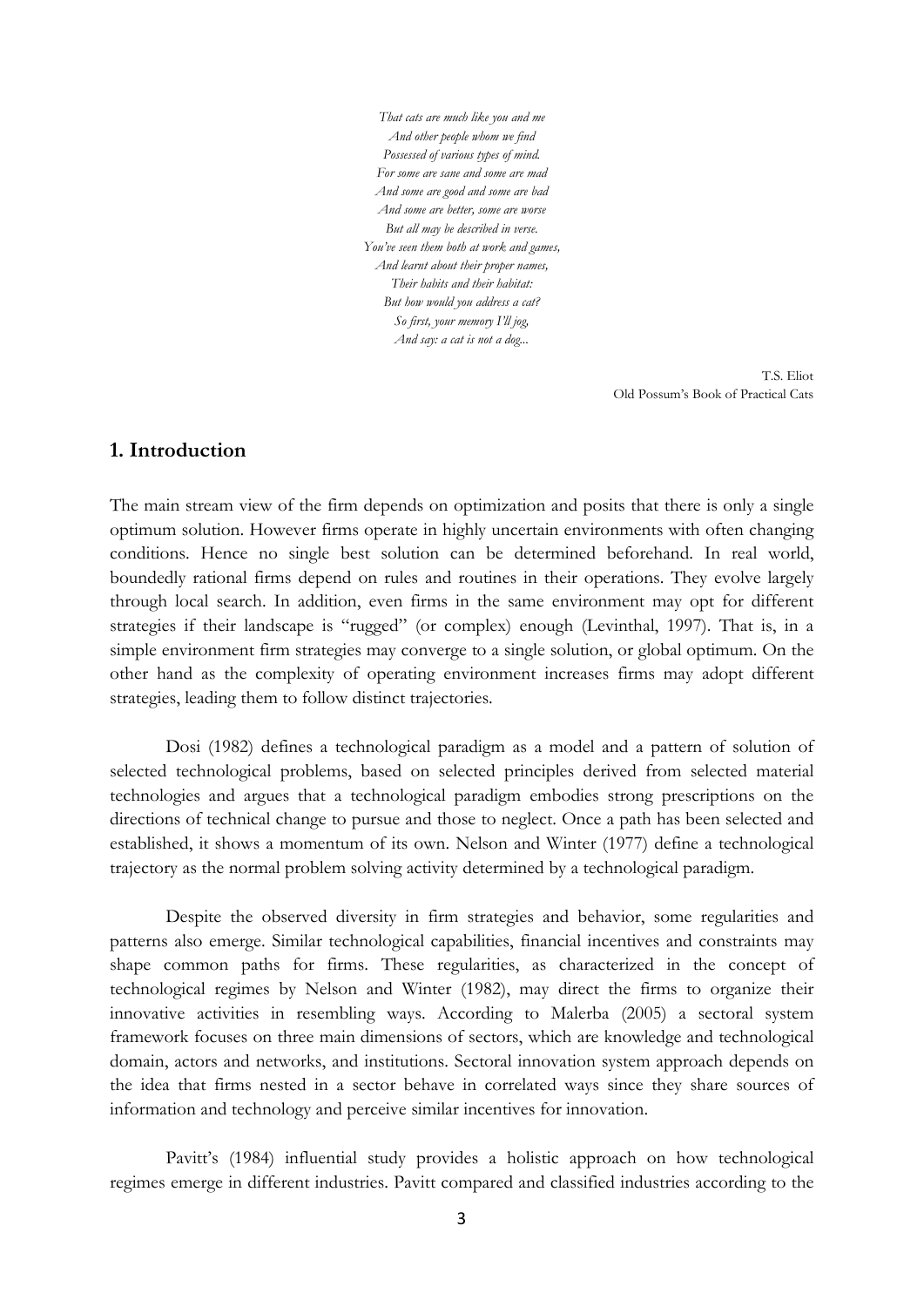*That cats are much like you and me*
*And other people whom we find*
*Possessed of various types of mind.*
*For some are sane and some are mad*
*And some are good and some are bad*
*And some are better, some are worse*
*But all may be described in verse.*
*You've seen them both at work and games,*
*And learnt about their proper names,*
*Their habits and their habitat:*
*But how would you address a cat?*
*So first, your memory I'll jog,*
*And say: a cat is not a dog...*

T.S. Eliot
Old Possum's Book of Practical Cats

## 1. Introduction

The main stream view of the firm depends on optimization and posits that there is only a single optimum solution. However firms operate in highly uncertain environments with often changing conditions. Hence no single best solution can be determined beforehand. In real world, boundedly rational firms depend on rules and routines in their operations. They evolve largely through local search. In addition, even firms in the same environment may opt for different strategies if their landscape is "rugged" (or complex) enough (Levinthal, 1997). That is, in a simple environment firm strategies may converge to a single solution, or global optimum. On the other hand as the complexity of operating environment increases firms may adopt different strategies, leading them to follow distinct trajectories.

Dosi (1982) defines a technological paradigm as a model and a pattern of solution of selected technological problems, based on selected principles derived from selected material technologies and argues that a technological paradigm embodies strong prescriptions on the directions of technical change to pursue and those to neglect. Once a path has been selected and established, it shows a momentum of its own. Nelson and Winter (1977) define a technological trajectory as the normal problem solving activity determined by a technological paradigm.

Despite the observed diversity in firm strategies and behavior, some regularities and patterns also emerge. Similar technological capabilities, financial incentives and constraints may shape common paths for firms. These regularities, as characterized in the concept of technological regimes by Nelson and Winter (1982), may direct the firms to organize their innovative activities in resembling ways. According to Malerba (2005) a sectoral system framework focuses on three main dimensions of sectors, which are knowledge and technological domain, actors and networks, and institutions. Sectoral innovation system approach depends on the idea that firms nested in a sector behave in correlated ways since they share sources of information and technology and perceive similar incentives for innovation.

Pavitt's (1984) influential study provides a holistic approach on how technological regimes emerge in different industries. Pavitt compared and classified industries according to the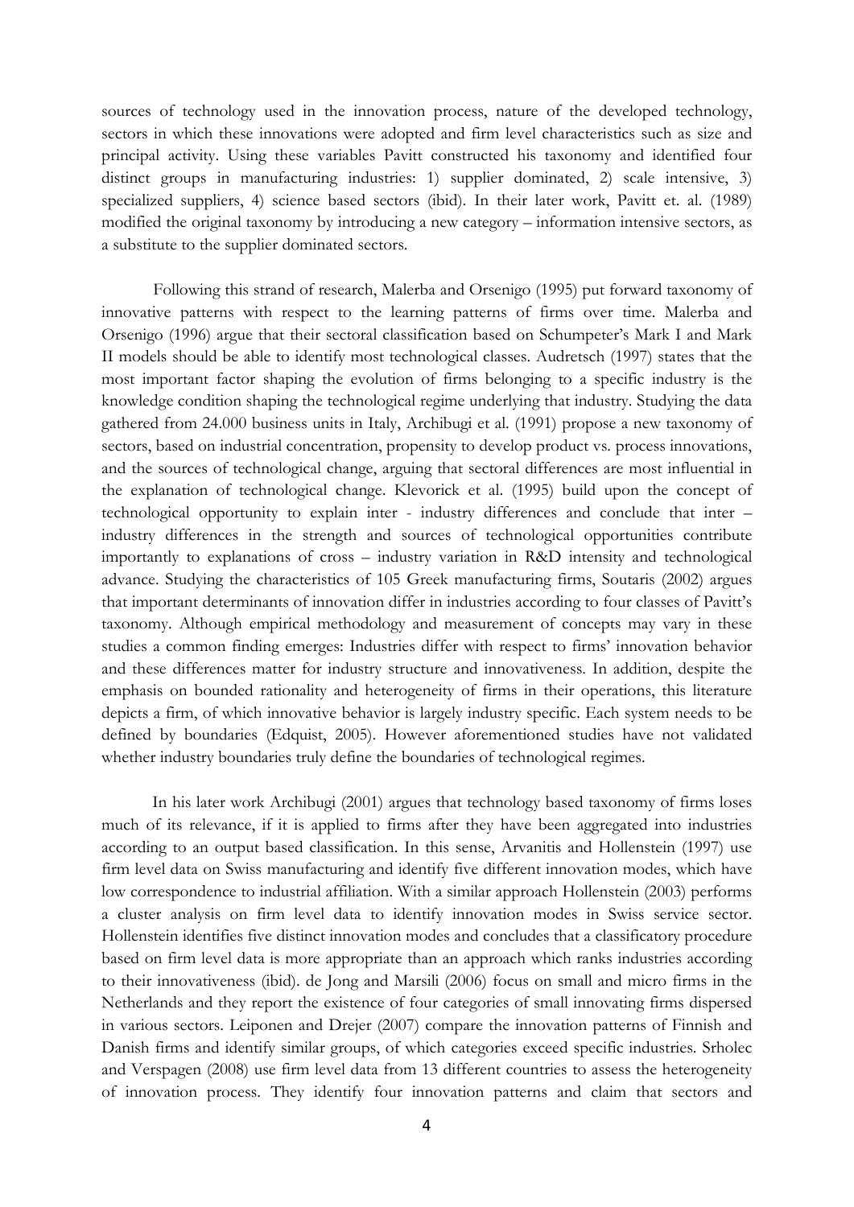sources of technology used in the innovation process, nature of the developed technology, sectors in which these innovations were adopted and firm level characteristics such as size and principal activity. Using these variables Pavitt constructed his taxonomy and identified four distinct groups in manufacturing industries: 1) supplier dominated, 2) scale intensive, 3) specialized suppliers, 4) science based sectors (ibid). In their later work, Pavitt et. al. (1989) modified the original taxonomy by introducing a new category – information intensive sectors, as a substitute to the supplier dominated sectors.

Following this strand of research, Malerba and Orsenigo (1995) put forward taxonomy of innovative patterns with respect to the learning patterns of firms over time. Malerba and Orsenigo (1996) argue that their sectoral classification based on Schumpeter's Mark I and Mark II models should be able to identify most technological classes. Audretsch (1997) states that the most important factor shaping the evolution of firms belonging to a specific industry is the knowledge condition shaping the technological regime underlying that industry. Studying the data gathered from 24.000 business units in Italy, Archibugi et al. (1991) propose a new taxonomy of sectors, based on industrial concentration, propensity to develop product vs. process innovations, and the sources of technological change, arguing that sectoral differences are most influential in the explanation of technological change. Klevorick et al. (1995) build upon the concept of technological opportunity to explain inter - industry differences and conclude that inter – industry differences in the strength and sources of technological opportunities contribute importantly to explanations of cross – industry variation in R&D intensity and technological advance. Studying the characteristics of 105 Greek manufacturing firms, Soutaris (2002) argues that important determinants of innovation differ in industries according to four classes of Pavitt's taxonomy. Although empirical methodology and measurement of concepts may vary in these studies a common finding emerges: Industries differ with respect to firms' innovation behavior and these differences matter for industry structure and innovativeness. In addition, despite the emphasis on bounded rationality and heterogeneity of firms in their operations, this literature depicts a firm, of which innovative behavior is largely industry specific. Each system needs to be defined by boundaries (Edquist, 2005). However aforementioned studies have not validated whether industry boundaries truly define the boundaries of technological regimes.

In his later work Archibugi (2001) argues that technology based taxonomy of firms loses much of its relevance, if it is applied to firms after they have been aggregated into industries according to an output based classification. In this sense, Arvanitis and Hollenstein (1997) use firm level data on Swiss manufacturing and identify five different innovation modes, which have low correspondence to industrial affiliation. With a similar approach Hollenstein (2003) performs a cluster analysis on firm level data to identify innovation modes in Swiss service sector. Hollenstein identifies five distinct innovation modes and concludes that a classificatory procedure based on firm level data is more appropriate than an approach which ranks industries according to their innovativeness (ibid). de Jong and Marsili (2006) focus on small and micro firms in the Netherlands and they report the existence of four categories of small innovating firms dispersed in various sectors. Leiponen and Drejer (2007) compare the innovation patterns of Finnish and Danish firms and identify similar groups, of which categories exceed specific industries. Srholec and Verspagen (2008) use firm level data from 13 different countries to assess the heterogeneity of innovation process. They identify four innovation patterns and claim that sectors and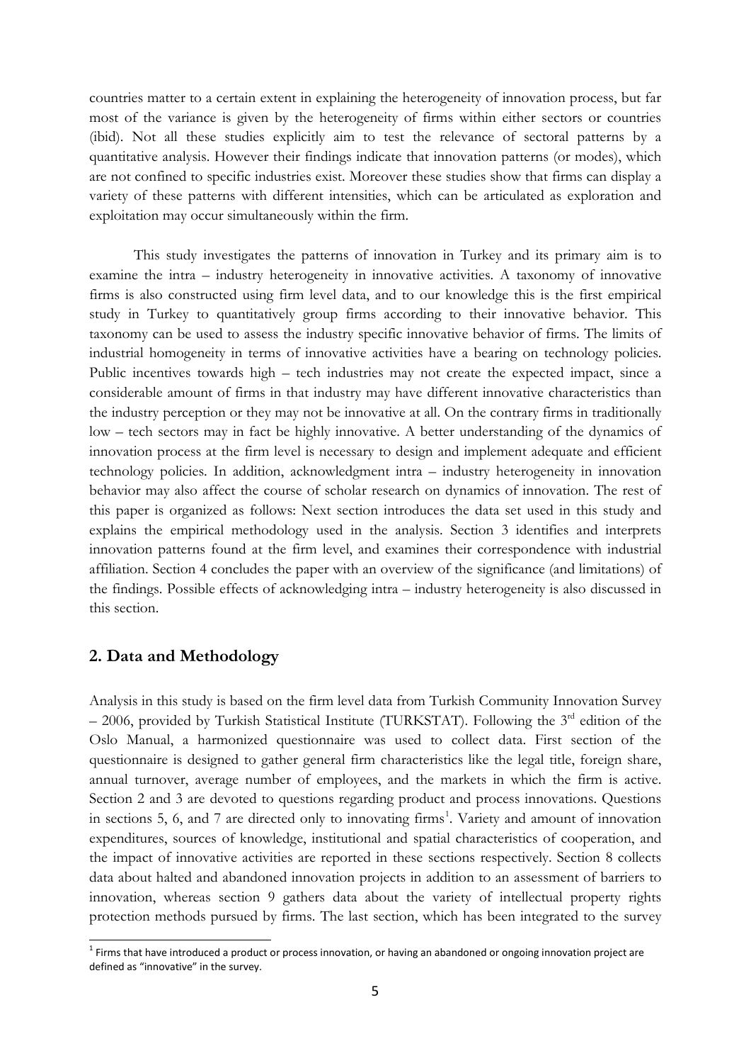countries matter to a certain extent in explaining the heterogeneity of innovation process, but far most of the variance is given by the heterogeneity of firms within either sectors or countries (ibid). Not all these studies explicitly aim to test the relevance of sectoral patterns by a quantitative analysis. However their findings indicate that innovation patterns (or modes), which are not confined to specific industries exist. Moreover these studies show that firms can display a variety of these patterns with different intensities, which can be articulated as exploration and exploitation may occur simultaneously within the firm.

This study investigates the patterns of innovation in Turkey and its primary aim is to examine the intra – industry heterogeneity in innovative activities. A taxonomy of innovative firms is also constructed using firm level data, and to our knowledge this is the first empirical study in Turkey to quantitatively group firms according to their innovative behavior. This taxonomy can be used to assess the industry specific innovative behavior of firms. The limits of industrial homogeneity in terms of innovative activities have a bearing on technology policies. Public incentives towards high – tech industries may not create the expected impact, since a considerable amount of firms in that industry may have different innovative characteristics than the industry perception or they may not be innovative at all. On the contrary firms in traditionally low – tech sectors may in fact be highly innovative. A better understanding of the dynamics of innovation process at the firm level is necessary to design and implement adequate and efficient technology policies. In addition, acknowledgment intra – industry heterogeneity in innovation behavior may also affect the course of scholar research on dynamics of innovation. The rest of this paper is organized as follows: Next section introduces the data set used in this study and explains the empirical methodology used in the analysis. Section 3 identifies and interprets innovation patterns found at the firm level, and examines their correspondence with industrial affiliation. Section 4 concludes the paper with an overview of the significance (and limitations) of the findings. Possible effects of acknowledging intra – industry heterogeneity is also discussed in this section.

## 2. Data and Methodology

Analysis in this study is based on the firm level data from Turkish Community Innovation Survey – 2006, provided by Turkish Statistical Institute (TURKSTAT). Following the 3rd edition of the Oslo Manual, a harmonized questionnaire was used to collect data. First section of the questionnaire is designed to gather general firm characteristics like the legal title, foreign share, annual turnover, average number of employees, and the markets in which the firm is active. Section 2 and 3 are devoted to questions regarding product and process innovations. Questions in sections 5, 6, and 7 are directed only to innovating firms[1]. Variety and amount of innovation expenditures, sources of knowledge, institutional and spatial characteristics of cooperation, and the impact of innovative activities are reported in these sections respectively. Section 8 collects data about halted and abandoned innovation projects in addition to an assessment of barriers to innovation, whereas section 9 gathers data about the variety of intellectual property rights protection methods pursued by firms. The last section, which has been integrated to the survey

[1] Firms that have introduced a product or process innovation, or having an abandoned or ongoing innovation project are defined as "innovative" in the survey.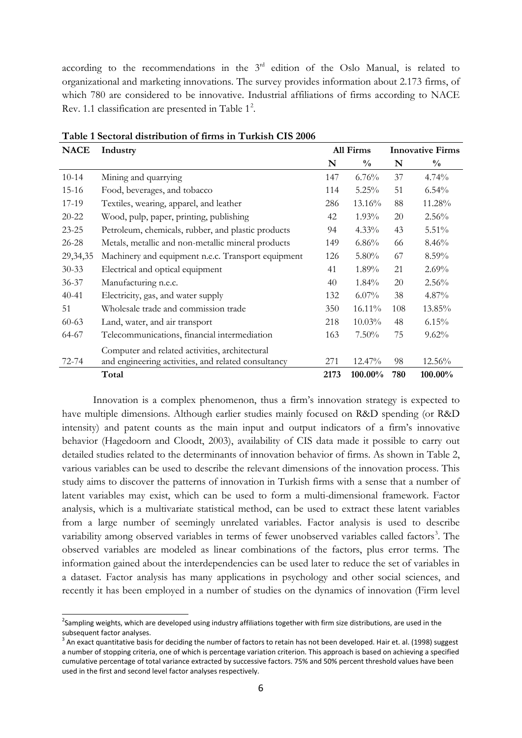according to the recommendations in the 3rd edition of the Oslo Manual, is related to organizational and marketing innovations. The survey provides information about 2.173 firms, of which 780 are considered to be innovative. Industrial affiliations of firms according to NACE Rev. 1.1 classification are presented in Table 1[2].

**Table 1 Sectoral distribution of firms in Turkish CIS 2006**

| NACE | Industry | All Firms | | Innovative Firms | |
|---|---|---|---|---|---|
| | | N | % | N | % |
| 10-14 | Mining and quarrying | 147 | 6.76% | 37 | 4.74% |
| 15-16 | Food, beverages, and tobacco | 114 | 5.25% | 51 | 6.54% |
| 17-19 | Textiles, wearing, apparel, and leather | 286 | 13.16% | 88 | 11.28% |
| 20-22 | Wood, pulp, paper, printing, publishing | 42 | 1.93% | 20 | 2.56% |
| 23-25 | Petroleum, chemicals, rubber, and plastic products | 94 | 4.33% | 43 | 5.51% |
| 26-28 | Metals, metallic and non-metallic mineral products | 149 | 6.86% | 66 | 8.46% |
| 29,34,35 | Machinery and equipment n.e.c. Transport equipment | 126 | 5.80% | 67 | 8.59% |
| 30-33 | Electrical and optical equipment | 41 | 1.89% | 21 | 2.69% |
| 36-37 | Manufacturing n.e.c. | 40 | 1.84% | 20 | 2.56% |
| 40-41 | Electricity, gas, and water supply | 132 | 6.07% | 38 | 4.87% |
| 51 | Wholesale trade and commission trade | 350 | 16.11% | 108 | 13.85% |
| 60-63 | Land, water, and air transport | 218 | 10.03% | 48 | 6.15% |
| 64-67 | Telecommunications, financial intermediation | 163 | 7.50% | 75 | 9.62% |
| 72-74 | Computer and related activities, architectural and engineering activities, and related consultancy | 271 | 12.47% | 98 | 12.56% |
| | **Total** | **2173** | **100.00%** | **780** | **100.00%** |

Innovation is a complex phenomenon, thus a firm's innovation strategy is expected to have multiple dimensions. Although earlier studies mainly focused on R&D spending (or R&D intensity) and patent counts as the main input and output indicators of a firm's innovative behavior (Hagedoorn and Cloodt, 2003), availability of CIS data made it possible to carry out detailed studies related to the determinants of innovation behavior of firms. As shown in Table 2, various variables can be used to describe the relevant dimensions of the innovation process. This study aims to discover the patterns of innovation in Turkish firms with a sense that a number of latent variables may exist, which can be used to form a multi-dimensional framework. Factor analysis, which is a multivariate statistical method, can be used to extract these latent variables from a large number of seemingly unrelated variables. Factor analysis is used to describe variability among observed variables in terms of fewer unobserved variables called factors[3]. The observed variables are modeled as linear combinations of the factors, plus error terms. The information gained about the interdependencies can be used later to reduce the set of variables in a dataset. Factor analysis has many applications in psychology and other social sciences, and recently it has been employed in a number of studies on the dynamics of innovation (Firm level

---

[2] Sampling weights, which are developed using industry affiliations together with firm size distributions, are used in the subsequent factor analyses.

[3] An exact quantitative basis for deciding the number of factors to retain has not been developed. Hair et. al. (1998) suggest a number of stopping criteria, one of which is percentage variation criterion. This approach is based on achieving a specified cumulative percentage of total variance extracted by successive factors. 75% and 50% percent threshold values have been used in the first and second level factor analyses respectively.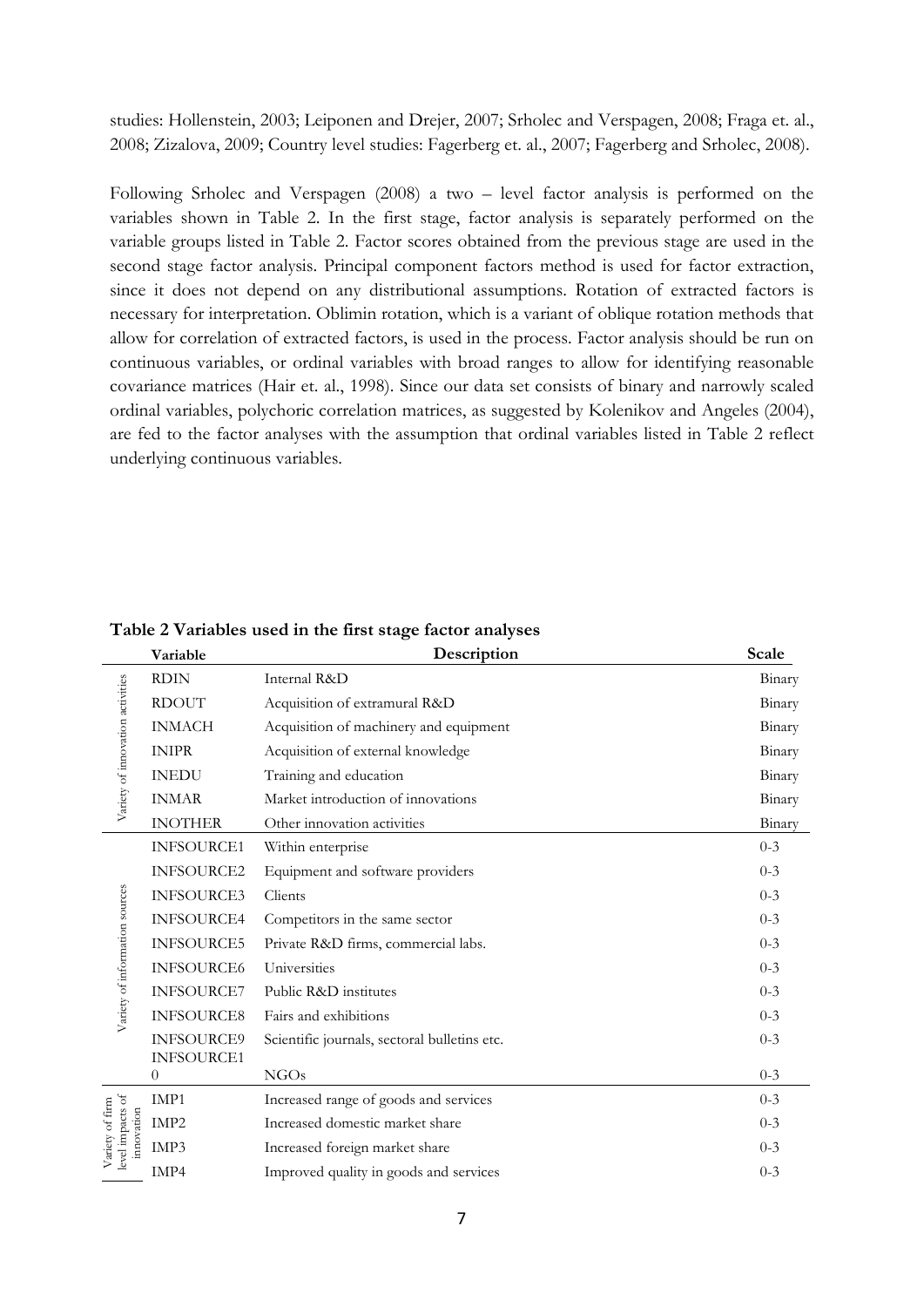studies: Hollenstein, 2003; Leiponen and Drejer, 2007; Srholec and Verspagen, 2008; Fraga et. al., 2008; Zizalova, 2009; Country level studies: Fagerberg et. al., 2007; Fagerberg and Srholec, 2008).

Following Srholec and Verspagen (2008) a two – level factor analysis is performed on the variables shown in Table 2. In the first stage, factor analysis is separately performed on the variable groups listed in Table 2. Factor scores obtained from the previous stage are used in the second stage factor analysis. Principal component factors method is used for factor extraction, since it does not depend on any distributional assumptions. Rotation of extracted factors is necessary for interpretation. Oblimin rotation, which is a variant of oblique rotation methods that allow for correlation of extracted factors, is used in the process. Factor analysis should be run on continuous variables, or ordinal variables with broad ranges to allow for identifying reasonable covariance matrices (Hair et. al., 1998). Since our data set consists of binary and narrowly scaled ordinal variables, polychoric correlation matrices, as suggested by Kolenikov and Angeles (2004), are fed to the factor analyses with the assumption that ordinal variables listed in Table 2 reflect underlying continuous variables.

**Table 2 Variables used in the first stage factor analyses**

| | Variable | Description | Scale |
|---|---|---|---|
| Variety of innovation activities | RDIN | Internal R&D | Binary |
| | RDOUT | Acquisition of extramural R&D | Binary |
| | INMACH | Acquisition of machinery and equipment | Binary |
| | INIPR | Acquisition of external knowledge | Binary |
| | INEDU | Training and education | Binary |
| | INMAR | Market introduction of innovations | Binary |
| | INOTHER | Other innovation activities | Binary |
| Variety of information sources | INFSOURCE1 | Within enterprise | 0-3 |
| | INFSOURCE2 | Equipment and software providers | 0-3 |
| | INFSOURCE3 | Clients | 0-3 |
| | INFSOURCE4 | Competitors in the same sector | 0-3 |
| | INFSOURCE5 | Private R&D firms, commercial labs. | 0-3 |
| | INFSOURCE6 | Universities | 0-3 |
| | INFSOURCE7 | Public R&D institutes | 0-3 |
| | INFSOURCE8 | Fairs and exhibitions | 0-3 |
| | INFSOURCE9 | Scientific journals, sectoral bulletins etc. | 0-3 |
| | INFSOURCE10 | NGOs | 0-3 |
| Variety of firm level impacts of innovation | IMP1 | Increased range of goods and services | 0-3 |
| | IMP2 | Increased domestic market share | 0-3 |
| | IMP3 | Increased foreign market share | 0-3 |
| | IMP4 | Improved quality in goods and services | 0-3 |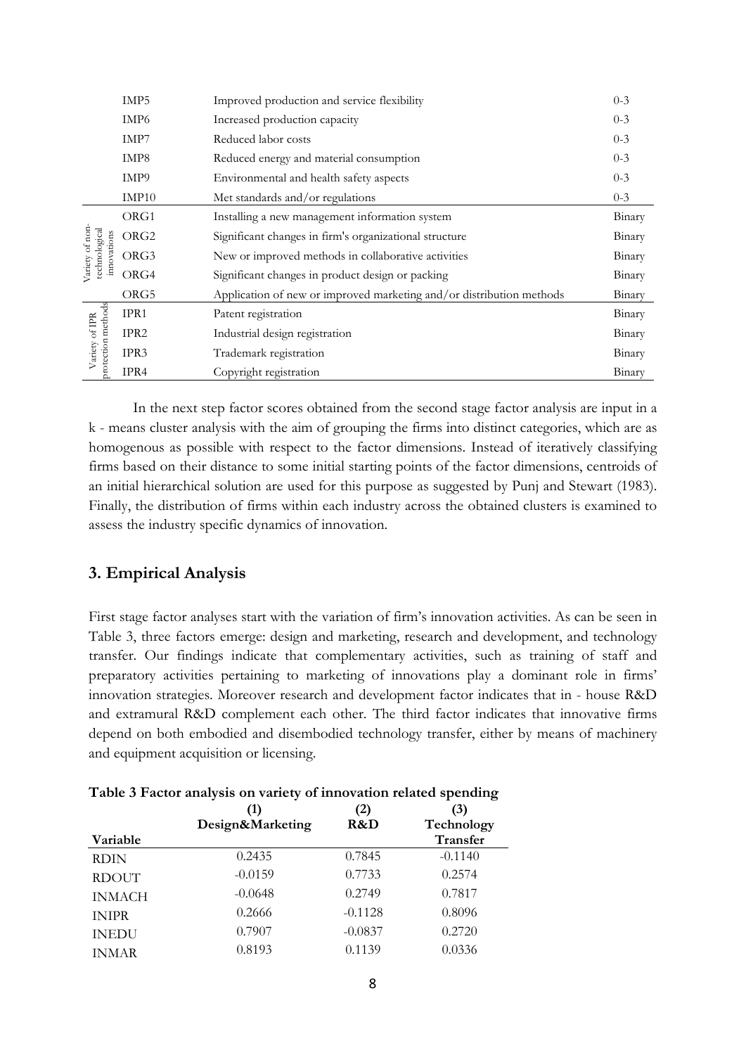|  | IMP5 | Improved production and service flexibility | 0-3 |
|---|---|---|---|
|  | IMP6 | Increased production capacity | 0-3 |
|  | IMP7 | Reduced labor costs | 0-3 |
|  | IMP8 | Reduced energy and material consumption | 0-3 |
|  | IMP9 | Environmental and health safety aspects | 0-3 |
|  | IMP10 | Met standards and/or regulations | 0-3 |
| Variety of non-technological innovations | ORG1 | Installing a new management information system | Binary |
|  | ORG2 | Significant changes in firm's organizational structure | Binary |
|  | ORG3 | New or improved methods in collaborative activities | Binary |
|  | ORG4 | Significant changes in product design or packing | Binary |
|  | ORG5 | Application of new or improved marketing and/or distribution methods | Binary |
| Variety of IPR protection methods | IPR1 | Patent registration | Binary |
|  | IPR2 | Industrial design registration | Binary |
|  | IPR3 | Trademark registration | Binary |
|  | IPR4 | Copyright registration | Binary |

In the next step factor scores obtained from the second stage factor analysis are input in a k - means cluster analysis with the aim of grouping the firms into distinct categories, which are as homogenous as possible with respect to the factor dimensions. Instead of iteratively classifying firms based on their distance to some initial starting points of the factor dimensions, centroids of an initial hierarchical solution are used for this purpose as suggested by Punj and Stewart (1983). Finally, the distribution of firms within each industry across the obtained clusters is examined to assess the industry specific dynamics of innovation.

## 3. Empirical Analysis

First stage factor analyses start with the variation of firm's innovation activities. As can be seen in Table 3, three factors emerge: design and marketing, research and development, and technology transfer. Our findings indicate that complementary activities, such as training of staff and preparatory activities pertaining to marketing of innovations play a dominant role in firms' innovation strategies. Moreover research and development factor indicates that in - house R&D and extramural R&D complement each other. The third factor indicates that innovative firms depend on both embodied and disembodied technology transfer, either by means of machinery and equipment acquisition or licensing.

**Table 3 Factor analysis on variety of innovation related spending**

| Variable | (1) Design&Marketing | (2) R&D | (3) Technology Transfer |
|---|---|---|---|
| RDIN | 0.2435 | 0.7845 | -0.1140 |
| RDOUT | -0.0159 | 0.7733 | 0.2574 |
| INMACH | -0.0648 | 0.2749 | 0.7817 |
| INIPR | 0.2666 | -0.1128 | 0.8096 |
| INEDU | 0.7907 | -0.0837 | 0.2720 |
| INMAR | 0.8193 | 0.1139 | 0.0336 |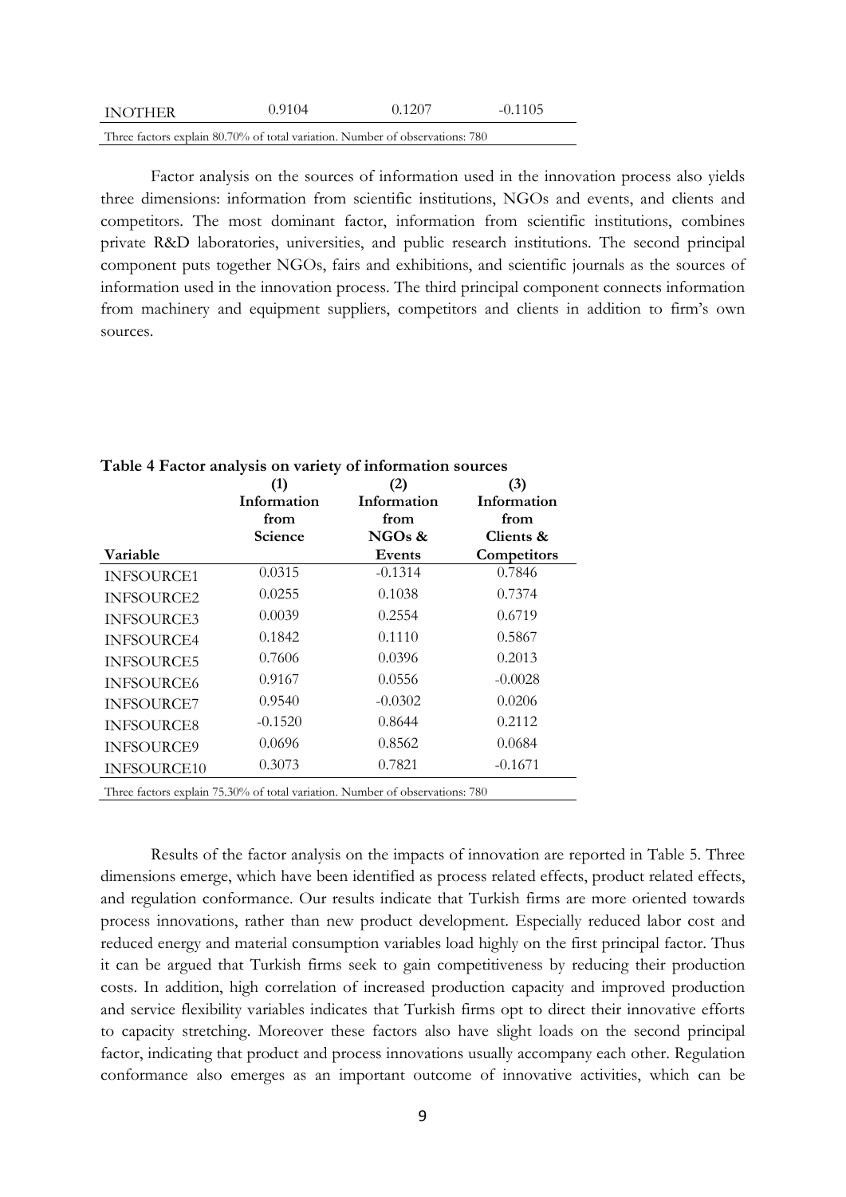| INOTHER | 0.9104 | 0.1207 | -0.1105 |
|---|---|---|---|

Three factors explain 80.70% of total variation. Number of observations: 780

Factor analysis on the sources of information used in the innovation process also yields three dimensions: information from scientific institutions, NGOs and events, and clients and competitors. The most dominant factor, information from scientific institutions, combines private R&D laboratories, universities, and public research institutions. The second principal component puts together NGOs, fairs and exhibitions, and scientific journals as the sources of information used in the innovation process. The third principal component connects information from machinery and equipment suppliers, competitors and clients in addition to firm's own sources.

**Table 4 Factor analysis on variety of information sources**

| Variable | (1) Information from Science | (2) Information from NGOs & Events | (3) Information from Clients & Competitors |
|---|---|---|---|
| INFSOURCE1 | 0.0315 | -0.1314 | 0.7846 |
| INFSOURCE2 | 0.0255 | 0.1038 | 0.7374 |
| INFSOURCE3 | 0.0039 | 0.2554 | 0.6719 |
| INFSOURCE4 | 0.1842 | 0.1110 | 0.5867 |
| INFSOURCE5 | 0.7606 | 0.0396 | 0.2013 |
| INFSOURCE6 | 0.9167 | 0.0556 | -0.0028 |
| INFSOURCE7 | 0.9540 | -0.0302 | 0.0206 |
| INFSOURCE8 | -0.1520 | 0.8644 | 0.2112 |
| INFSOURCE9 | 0.0696 | 0.8562 | 0.0684 |
| INFSOURCE10 | 0.3073 | 0.7821 | -0.1671 |

Three factors explain 75.30% of total variation. Number of observations: 780

Results of the factor analysis on the impacts of innovation are reported in Table 5. Three dimensions emerge, which have been identified as process related effects, product related effects, and regulation conformance. Our results indicate that Turkish firms are more oriented towards process innovations, rather than new product development. Especially reduced labor cost and reduced energy and material consumption variables load highly on the first principal factor. Thus it can be argued that Turkish firms seek to gain competitiveness by reducing their production costs. In addition, high correlation of increased production capacity and improved production and service flexibility variables indicates that Turkish firms opt to direct their innovative efforts to capacity stretching. Moreover these factors also have slight loads on the second principal factor, indicating that product and process innovations usually accompany each other. Regulation conformance also emerges as an important outcome of innovative activities, which can be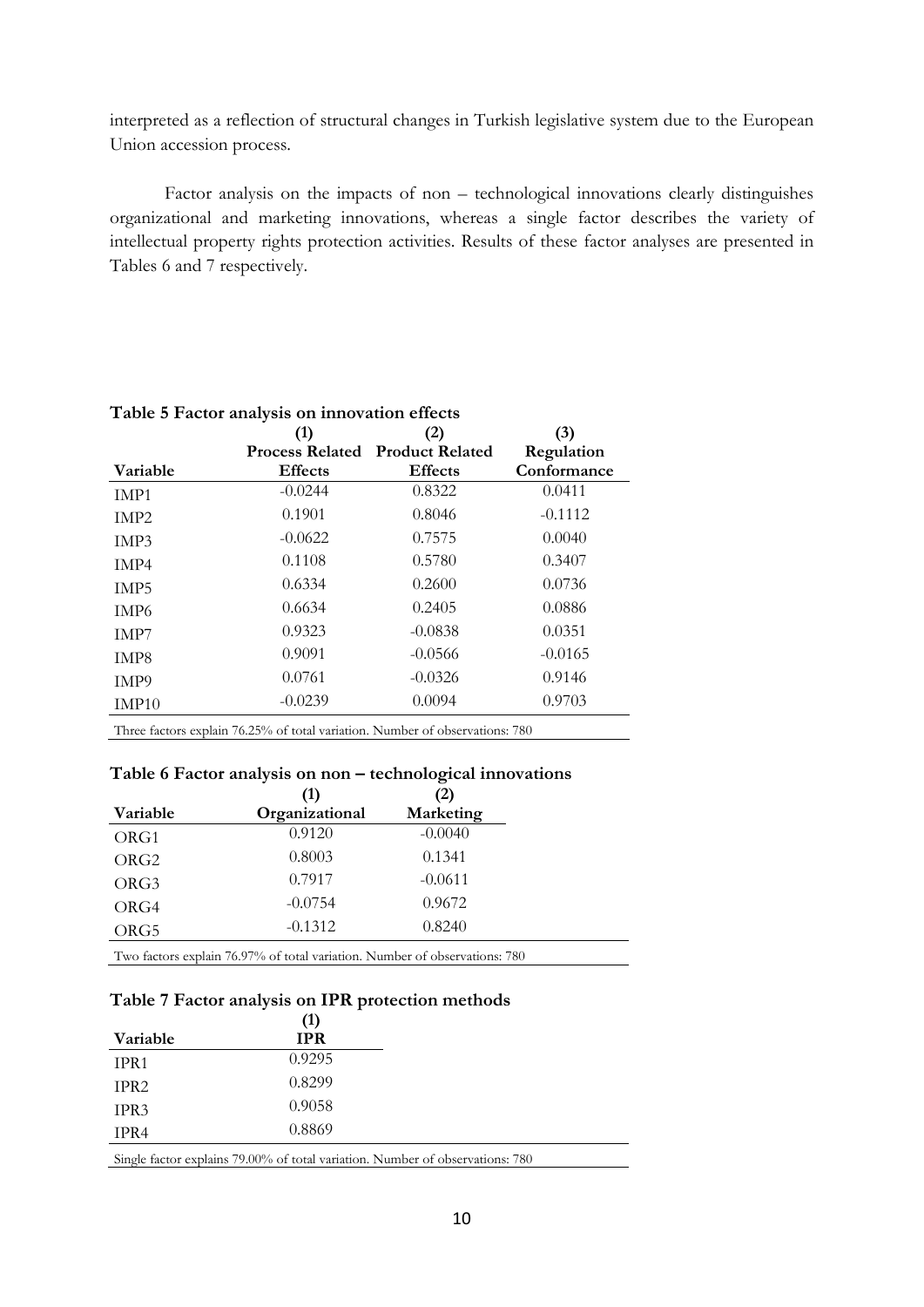interpreted as a reflection of structural changes in Turkish legislative system due to the European Union accession process.

Factor analysis on the impacts of non – technological innovations clearly distinguishes organizational and marketing innovations, whereas a single factor describes the variety of intellectual property rights protection activities. Results of these factor analyses are presented in Tables 6 and 7 respectively.

**Table 5 Factor analysis on innovation effects**

| Variable | (1) Process Related Effects | (2) Product Related Effects | (3) Regulation Conformance |
|---|---|---|---|
| IMP1 | -0.0244 | 0.8322 | 0.0411 |
| IMP2 | 0.1901 | 0.8046 | -0.1112 |
| IMP3 | -0.0622 | 0.7575 | 0.0040 |
| IMP4 | 0.1108 | 0.5780 | 0.3407 |
| IMP5 | 0.6334 | 0.2600 | 0.0736 |
| IMP6 | 0.6634 | 0.2405 | 0.0886 |
| IMP7 | 0.9323 | -0.0838 | 0.0351 |
| IMP8 | 0.9091 | -0.0566 | -0.0165 |
| IMP9 | 0.0761 | -0.0326 | 0.9146 |
| IMP10 | -0.0239 | 0.0094 | 0.9703 |

Three factors explain 76.25% of total variation. Number of observations: 780

**Table 6 Factor analysis on non – technological innovations**

| Variable | (1) Organizational | (2) Marketing |
|---|---|---|
| ORG1 | 0.9120 | -0.0040 |
| ORG2 | 0.8003 | 0.1341 |
| ORG3 | 0.7917 | -0.0611 |
| ORG4 | -0.0754 | 0.9672 |
| ORG5 | -0.1312 | 0.8240 |

Two factors explain 76.97% of total variation. Number of observations: 780

**Table 7 Factor analysis on IPR protection methods**

| Variable | (1) IPR |
|---|---|
| IPR1 | 0.9295 |
| IPR2 | 0.8299 |
| IPR3 | 0.9058 |
| IPR4 | 0.8869 |

Single factor explains 79.00% of total variation. Number of observations: 780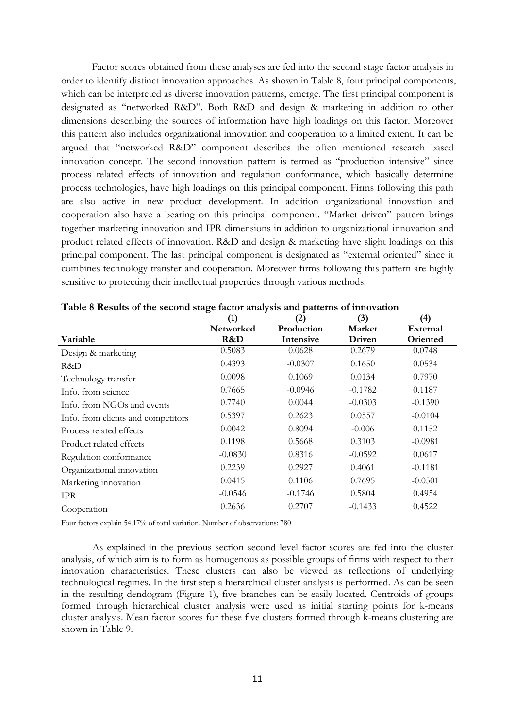Factor scores obtained from these analyses are fed into the second stage factor analysis in order to identify distinct innovation approaches. As shown in Table 8, four principal components, which can be interpreted as diverse innovation patterns, emerge. The first principal component is designated as "networked R&D". Both R&D and design & marketing in addition to other dimensions describing the sources of information have high loadings on this factor. Moreover this pattern also includes organizational innovation and cooperation to a limited extent. It can be argued that "networked R&D" component describes the often mentioned research based innovation concept. The second innovation pattern is termed as "production intensive" since process related effects of innovation and regulation conformance, which basically determine process technologies, have high loadings on this principal component. Firms following this path are also active in new product development. In addition organizational innovation and cooperation also have a bearing on this principal component. "Market driven" pattern brings together marketing innovation and IPR dimensions in addition to organizational innovation and product related effects of innovation. R&D and design & marketing have slight loadings on this principal component. The last principal component is designated as "external oriented" since it combines technology transfer and cooperation. Moreover firms following this pattern are highly sensitive to protecting their intellectual properties through various methods.

**Table 8 Results of the second stage factor analysis and patterns of innovation**

| Variable | (1) Networked R&D | (2) Production Intensive | (3) Market Driven | (4) External Oriented |
|---|---|---|---|---|
| Design & marketing | 0.5083 | 0.0628 | 0.2679 | 0.0748 |
| R&D | 0.4393 | -0.0307 | 0.1650 | 0.0534 |
| Technology transfer | 0.0098 | 0.1069 | 0.0134 | 0.7970 |
| Info. from science | 0.7665 | -0.0946 | -0.1782 | 0.1187 |
| Info. from NGOs and events | 0.7740 | 0.0044 | -0.0303 | -0.1390 |
| Info. from clients and competitors | 0.5397 | 0.2623 | 0.0557 | -0.0104 |
| Process related effects | 0.0042 | 0.8094 | -0.006 | 0.1152 |
| Product related effects | 0.1198 | 0.5668 | 0.3103 | -0.0981 |
| Regulation conformance | -0.0830 | 0.8316 | -0.0592 | 0.0617 |
| Organizational innovation | 0.2239 | 0.2927 | 0.4061 | -0.1181 |
| Marketing innovation | 0.0415 | 0.1106 | 0.7695 | -0.0501 |
| IPR | -0.0546 | -0.1746 | 0.5804 | 0.4954 |
| Cooperation | 0.2636 | 0.2707 | -0.1433 | 0.4522 |

Four factors explain 54.17% of total variation. Number of observations: 780

As explained in the previous section second level factor scores are fed into the cluster analysis, of which aim is to form as homogenous as possible groups of firms with respect to their innovation characteristics. These clusters can also be viewed as reflections of underlying technological regimes. In the first step a hierarchical cluster analysis is performed. As can be seen in the resulting dendogram (Figure 1), five branches can be easily located. Centroids of groups formed through hierarchical cluster analysis were used as initial starting points for k-means cluster analysis. Mean factor scores for these five clusters formed through k-means clustering are shown in Table 9.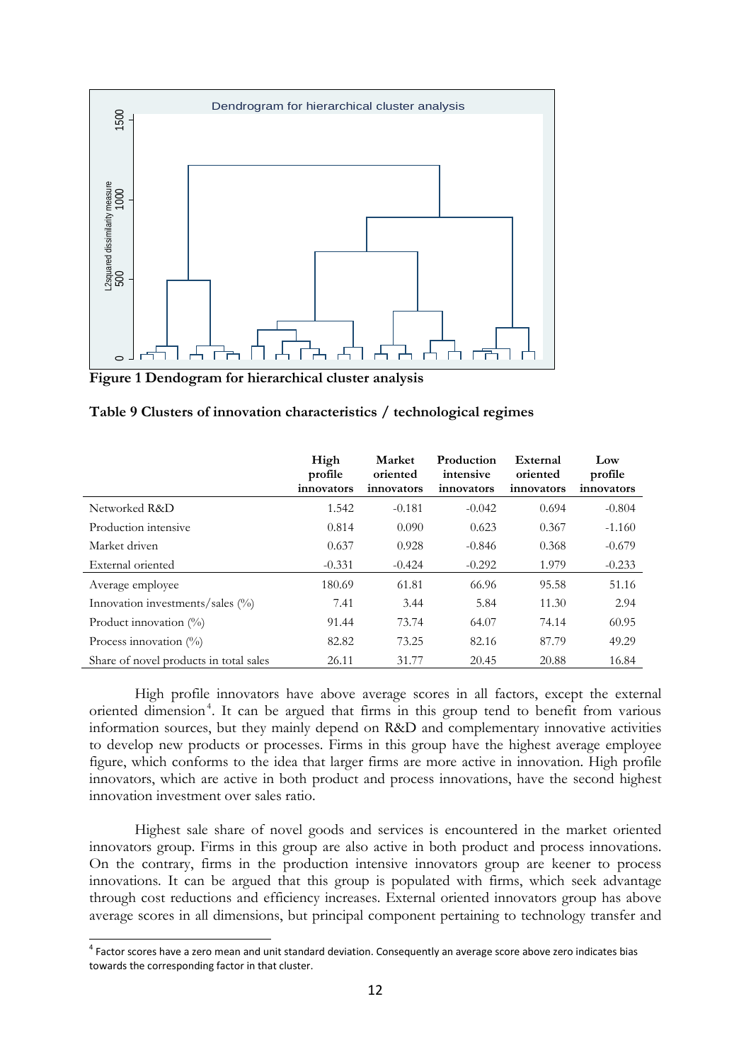**Figure 1 Dendogram for hierarchical cluster analysis**

**Table 9 Clusters of innovation characteristics / technological regimes**

| | High profile innovators | Market oriented innovators | Production intensive innovators | External oriented innovators | Low profile innovators |
|---|---|---|---|---|---|
| Networked R&D | 1.542 | -0.181 | -0.042 | 0.694 | -0.804 |
| Production intensive | 0.814 | 0.090 | 0.623 | 0.367 | -1.160 |
| Market driven | 0.637 | 0.928 | -0.846 | 0.368 | -0.679 |
| External oriented | -0.331 | -0.424 | -0.292 | 1.979 | -0.233 |
| Average employee | 180.69 | 61.81 | 66.96 | 95.58 | 51.16 |
| Innovation investments/sales (%) | 7.41 | 3.44 | 5.84 | 11.30 | 2.94 |
| Product innovation (%) | 91.44 | 73.74 | 64.07 | 74.14 | 60.95 |
| Process innovation (%) | 82.82 | 73.25 | 82.16 | 87.79 | 49.29 |
| Share of novel products in total sales | 26.11 | 31.77 | 20.45 | 20.88 | 16.84 |

High profile innovators have above average scores in all factors, except the external oriented dimension[4]. It can be argued that firms in this group tend to benefit from various information sources, but they mainly depend on R&D and complementary innovative activities to develop new products or processes. Firms in this group have the highest average employee figure, which conforms to the idea that larger firms are more active in innovation. High profile innovators, which are active in both product and process innovations, have the second highest innovation investment over sales ratio.

Highest sale share of novel goods and services is encountered in the market oriented innovators group. Firms in this group are also active in both product and process innovations. On the contrary, firms in the production intensive innovators group are keener to process innovations. It can be argued that this group is populated with firms, which seek advantage through cost reductions and efficiency increases. External oriented innovators group has above average scores in all dimensions, but principal component pertaining to technology transfer and

[4] Factor scores have a zero mean and unit standard deviation. Consequently an average score above zero indicates bias towards the corresponding factor in that cluster.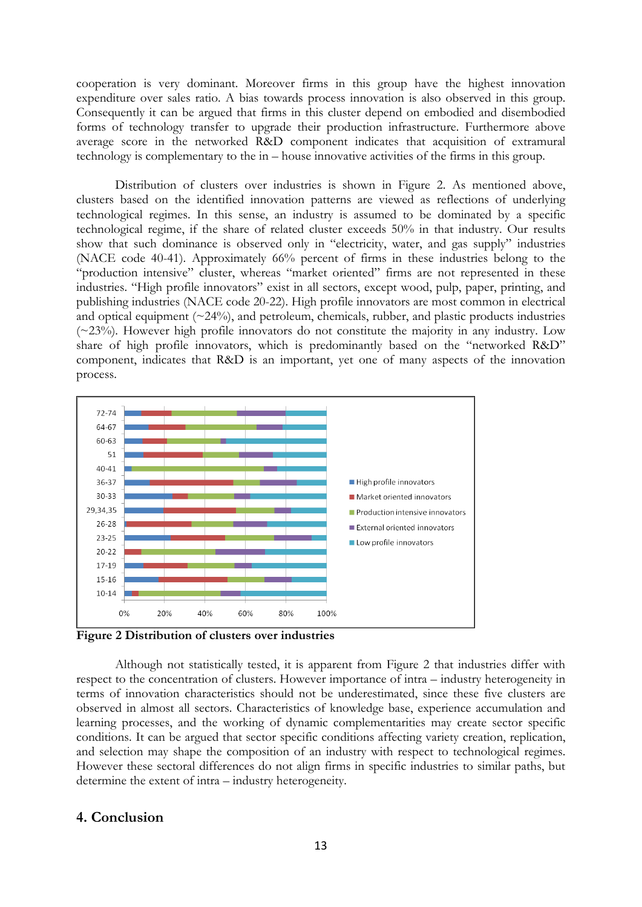cooperation is very dominant. Moreover firms in this group have the highest innovation expenditure over sales ratio. A bias towards process innovation is also observed in this group. Consequently it can be argued that firms in this cluster depend on embodied and disembodied forms of technology transfer to upgrade their production infrastructure. Furthermore above average score in the networked R&D component indicates that acquisition of extramural technology is complementary to the in – house innovative activities of the firms in this group.

Distribution of clusters over industries is shown in Figure 2. As mentioned above, clusters based on the identified innovation patterns are viewed as reflections of underlying technological regimes. In this sense, an industry is assumed to be dominated by a specific technological regime, if the share of related cluster exceeds 50% in that industry. Our results show that such dominance is observed only in "electricity, water, and gas supply" industries (NACE code 40-41). Approximately 66% percent of firms in these industries belong to the "production intensive" cluster, whereas "market oriented" firms are not represented in these industries. "High profile innovators" exist in all sectors, except wood, pulp, paper, printing, and publishing industries (NACE code 20-22). High profile innovators are most common in electrical and optical equipment (~24%), and petroleum, chemicals, rubber, and plastic products industries (~23%). However high profile innovators do not constitute the majority in any industry. Low share of high profile innovators, which is predominantly based on the "networked R&D" component, indicates that R&D is an important, yet one of many aspects of the innovation process.

**Figure 2 Distribution of clusters over industries**

Although not statistically tested, it is apparent from Figure 2 that industries differ with respect to the concentration of clusters. However importance of intra – industry heterogeneity in terms of innovation characteristics should not be underestimated, since these five clusters are observed in almost all sectors. Characteristics of knowledge base, experience accumulation and learning processes, and the working of dynamic complementarities may create sector specific conditions. It can be argued that sector specific conditions affecting variety creation, replication, and selection may shape the composition of an industry with respect to technological regimes. However these sectoral differences do not align firms in specific industries to similar paths, but determine the extent of intra – industry heterogeneity.

## 4. Conclusion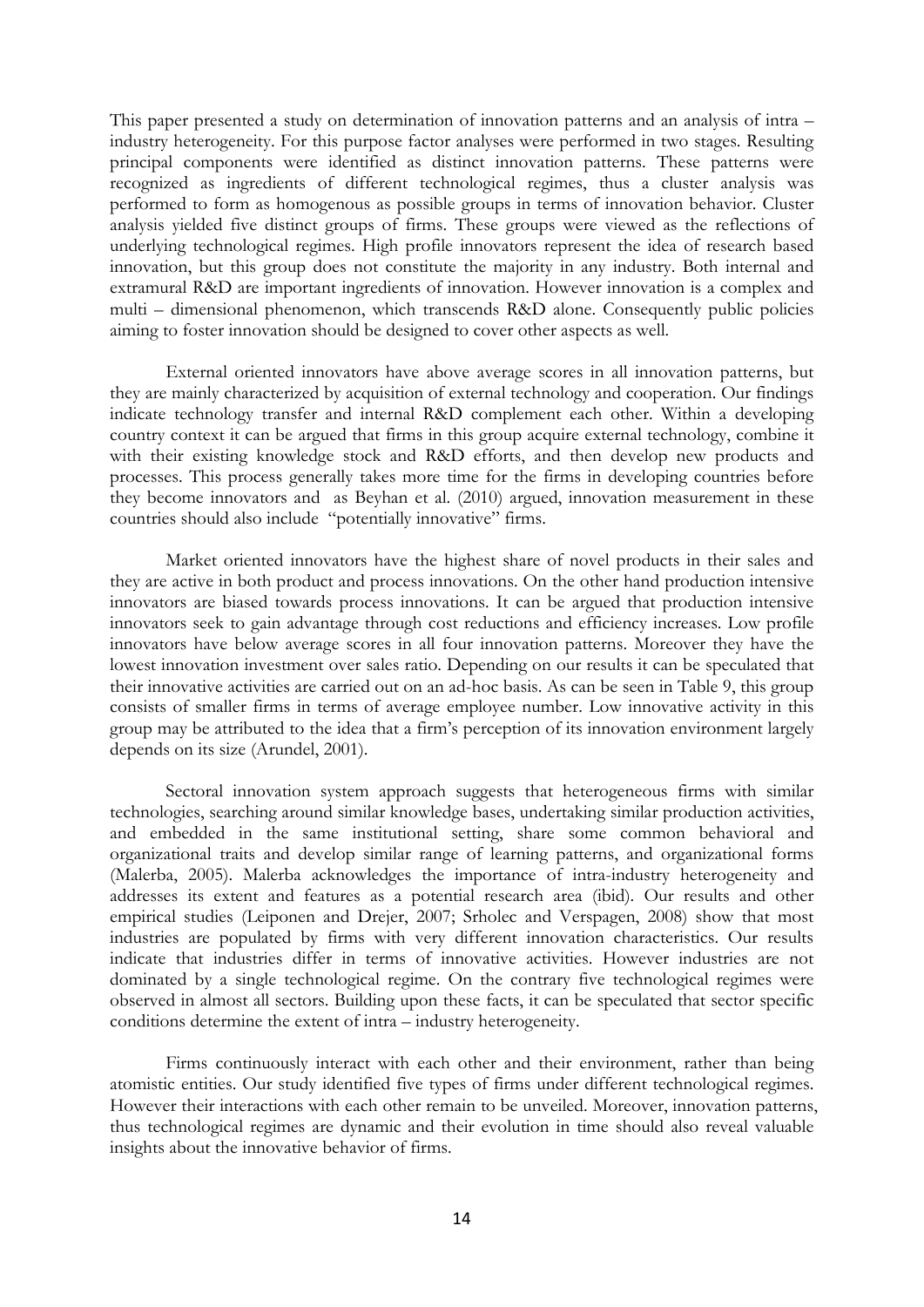This paper presented a study on determination of innovation patterns and an analysis of intra – industry heterogeneity. For this purpose factor analyses were performed in two stages. Resulting principal components were identified as distinct innovation patterns. These patterns were recognized as ingredients of different technological regimes, thus a cluster analysis was performed to form as homogenous as possible groups in terms of innovation behavior. Cluster analysis yielded five distinct groups of firms. These groups were viewed as the reflections of underlying technological regimes. High profile innovators represent the idea of research based innovation, but this group does not constitute the majority in any industry. Both internal and extramural R&D are important ingredients of innovation. However innovation is a complex and multi – dimensional phenomenon, which transcends R&D alone. Consequently public policies aiming to foster innovation should be designed to cover other aspects as well.

External oriented innovators have above average scores in all innovation patterns, but they are mainly characterized by acquisition of external technology and cooperation. Our findings indicate technology transfer and internal R&D complement each other. Within a developing country context it can be argued that firms in this group acquire external technology, combine it with their existing knowledge stock and R&D efforts, and then develop new products and processes. This process generally takes more time for the firms in developing countries before they become innovators and as Beyhan et al. (2010) argued, innovation measurement in these countries should also include "potentially innovative" firms.

Market oriented innovators have the highest share of novel products in their sales and they are active in both product and process innovations. On the other hand production intensive innovators are biased towards process innovations. It can be argued that production intensive innovators seek to gain advantage through cost reductions and efficiency increases. Low profile innovators have below average scores in all four innovation patterns. Moreover they have the lowest innovation investment over sales ratio. Depending on our results it can be speculated that their innovative activities are carried out on an ad-hoc basis. As can be seen in Table 9, this group consists of smaller firms in terms of average employee number. Low innovative activity in this group may be attributed to the idea that a firm's perception of its innovation environment largely depends on its size (Arundel, 2001).

Sectoral innovation system approach suggests that heterogeneous firms with similar technologies, searching around similar knowledge bases, undertaking similar production activities, and embedded in the same institutional setting, share some common behavioral and organizational traits and develop similar range of learning patterns, and organizational forms (Malerba, 2005). Malerba acknowledges the importance of intra-industry heterogeneity and addresses its extent and features as a potential research area (ibid). Our results and other empirical studies (Leiponen and Drejer, 2007; Srholec and Verspagen, 2008) show that most industries are populated by firms with very different innovation characteristics. Our results indicate that industries differ in terms of innovative activities. However industries are not dominated by a single technological regime. On the contrary five technological regimes were observed in almost all sectors. Building upon these facts, it can be speculated that sector specific conditions determine the extent of intra – industry heterogeneity.

Firms continuously interact with each other and their environment, rather than being atomistic entities. Our study identified five types of firms under different technological regimes. However their interactions with each other remain to be unveiled. Moreover, innovation patterns, thus technological regimes are dynamic and their evolution in time should also reveal valuable insights about the innovative behavior of firms.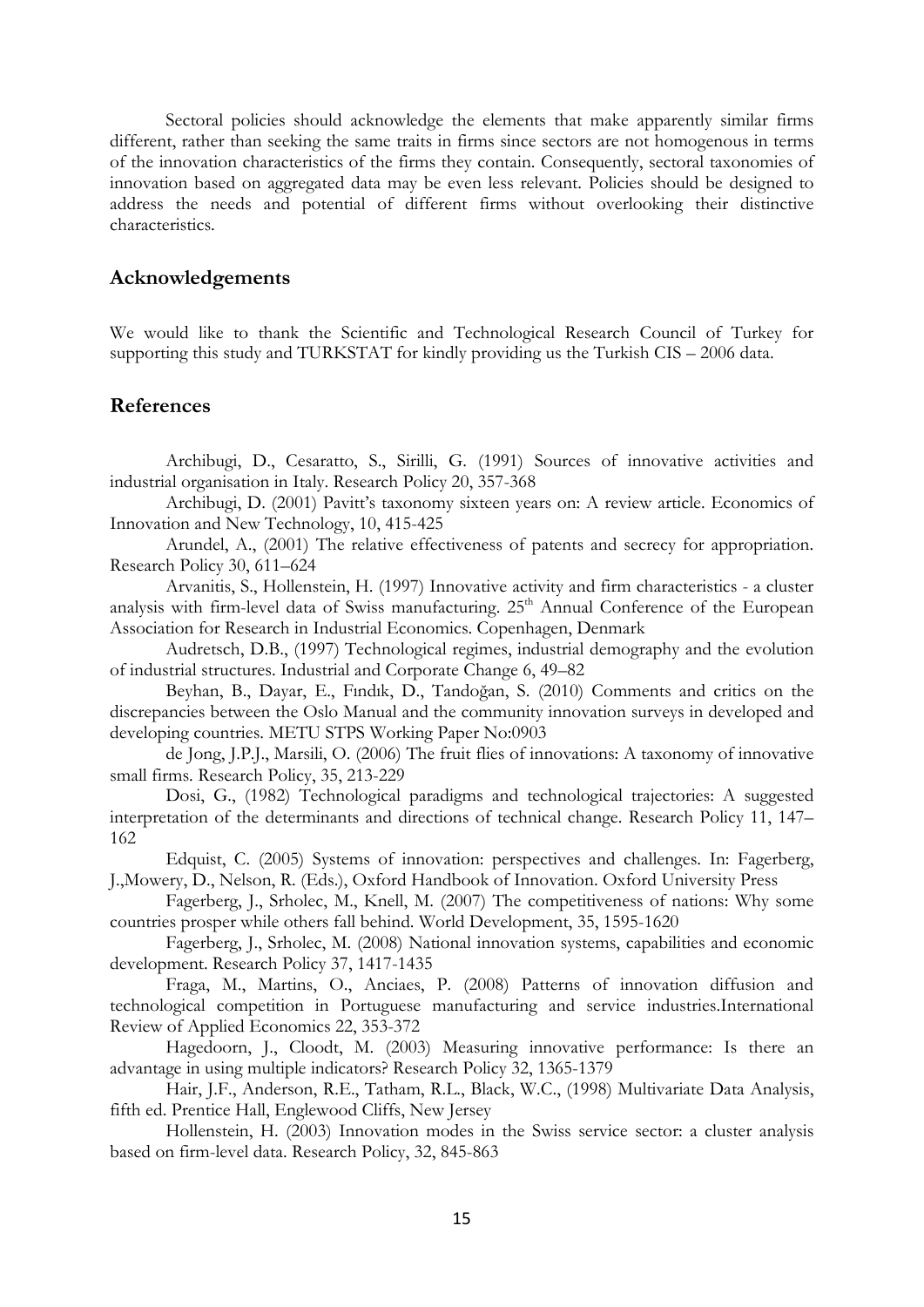Sectoral policies should acknowledge the elements that make apparently similar firms different, rather than seeking the same traits in firms since sectors are not homogenous in terms of the innovation characteristics of the firms they contain. Consequently, sectoral taxonomies of innovation based on aggregated data may be even less relevant. Policies should be designed to address the needs and potential of different firms without overlooking their distinctive characteristics.

## Acknowledgements

We would like to thank the Scientific and Technological Research Council of Turkey for supporting this study and TURKSTAT for kindly providing us the Turkish CIS – 2006 data.

## References

Archibugi, D., Cesaratto, S., Sirilli, G. (1991) Sources of innovative activities and industrial organisation in Italy. Research Policy 20, 357-368

Archibugi, D. (2001) Pavitt's taxonomy sixteen years on: A review article. Economics of Innovation and New Technology, 10, 415-425

Arundel, A., (2001) The relative effectiveness of patents and secrecy for appropriation. Research Policy 30, 611–624

Arvanitis, S., Hollenstein, H. (1997) Innovative activity and firm characteristics - a cluster analysis with firm-level data of Swiss manufacturing. 25th Annual Conference of the European Association for Research in Industrial Economics. Copenhagen, Denmark

Audretsch, D.B., (1997) Technological regimes, industrial demography and the evolution of industrial structures. Industrial and Corporate Change 6, 49–82

Beyhan, B., Dayar, E., Fındık, D., Tandoğan, S. (2010) Comments and critics on the discrepancies between the Oslo Manual and the community innovation surveys in developed and developing countries. METU STPS Working Paper No:0903

de Jong, J.P.J., Marsili, O. (2006) The fruit flies of innovations: A taxonomy of innovative small firms. Research Policy, 35, 213-229

Dosi, G., (1982) Technological paradigms and technological trajectories: A suggested interpretation of the determinants and directions of technical change. Research Policy 11, 147–162

Edquist, C. (2005) Systems of innovation: perspectives and challenges. In: Fagerberg, J.,Mowery, D., Nelson, R. (Eds.), Oxford Handbook of Innovation. Oxford University Press

Fagerberg, J., Srholec, M., Knell, M. (2007) The competitiveness of nations: Why some countries prosper while others fall behind. World Development, 35, 1595-1620

Fagerberg, J., Srholec, M. (2008) National innovation systems, capabilities and economic development. Research Policy 37, 1417-1435

Fraga, M., Martins, O., Anciaes, P. (2008) Patterns of innovation diffusion and technological competition in Portuguese manufacturing and service industries.International Review of Applied Economics 22, 353-372

Hagedoorn, J., Cloodt, M. (2003) Measuring innovative performance: Is there an advantage in using multiple indicators? Research Policy 32, 1365-1379

Hair, J.F., Anderson, R.E., Tatham, R.L., Black, W.C., (1998) Multivariate Data Analysis, fifth ed. Prentice Hall, Englewood Cliffs, New Jersey

Hollenstein, H. (2003) Innovation modes in the Swiss service sector: a cluster analysis based on firm-level data. Research Policy, 32, 845-863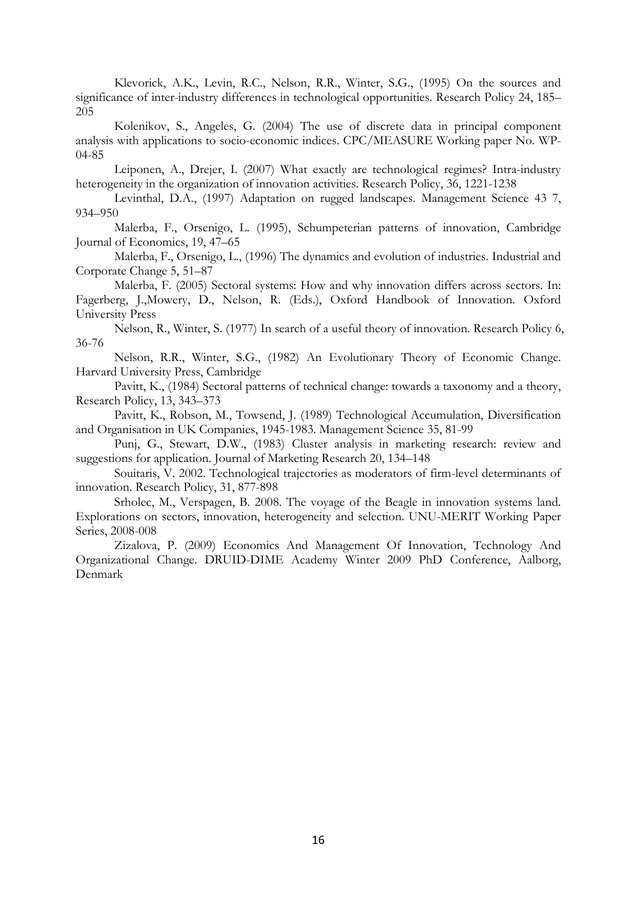Klevorick, A.K., Levin, R.C., Nelson, R.R., Winter, S.G., (1995) On the sources and significance of inter-industry differences in technological opportunities. Research Policy 24, 185–205

Kolenikov, S., Angeles, G. (2004) The use of discrete data in principal component analysis with applications to socio-economic indices. CPC/MEASURE Working paper No. WP-04-85

Leiponen, A., Drejer, I. (2007) What exactly are technological regimes? Intra-industry heterogeneity in the organization of innovation activities. Research Policy, 36, 1221-1238

Levinthal, D.A., (1997) Adaptation on rugged landscapes. Management Science 43 7, 934–950

Malerba, F., Orsenigo, L. (1995), Schumpeterian patterns of innovation, Cambridge Journal of Economics, 19, 47–65

Malerba, F., Orsenigo, L., (1996) The dynamics and evolution of industries. Industrial and Corporate Change 5, 51–87

Malerba, F. (2005) Sectoral systems: How and why innovation differs across sectors. In: Fagerberg, J.,Mowery, D., Nelson, R. (Eds.), Oxford Handbook of Innovation. Oxford University Press

Nelson, R., Winter, S. (1977) In search of a useful theory of innovation. Research Policy 6, 36-76

Nelson, R.R., Winter, S.G., (1982) An Evolutionary Theory of Economic Change. Harvard University Press, Cambridge

Pavitt, K., (1984) Sectoral patterns of technical change: towards a taxonomy and a theory, Research Policy, 13, 343–373

Pavitt, K., Robson, M., Towsend, J. (1989) Technological Accumulation, Diversification and Organisation in UK Companies, 1945-1983. Management Science 35, 81-99

Punj, G., Stewart, D.W., (1983) Cluster analysis in marketing research: review and suggestions for application. Journal of Marketing Research 20, 134–148

Souitaris, V. 2002. Technological trajectories as moderators of firm-level determinants of innovation. Research Policy, 31, 877-898

Srholec, M., Verspagen, B. 2008. The voyage of the Beagle in innovation systems land. Explorations on sectors, innovation, heterogeneity and selection. UNU-MERIT Working Paper Series, 2008-008

Zizalova, P. (2009) Economics And Management Of Innovation, Technology And Organizational Change. DRUID-DIME Academy Winter 2009 PhD Conference, Aalborg, Denmark